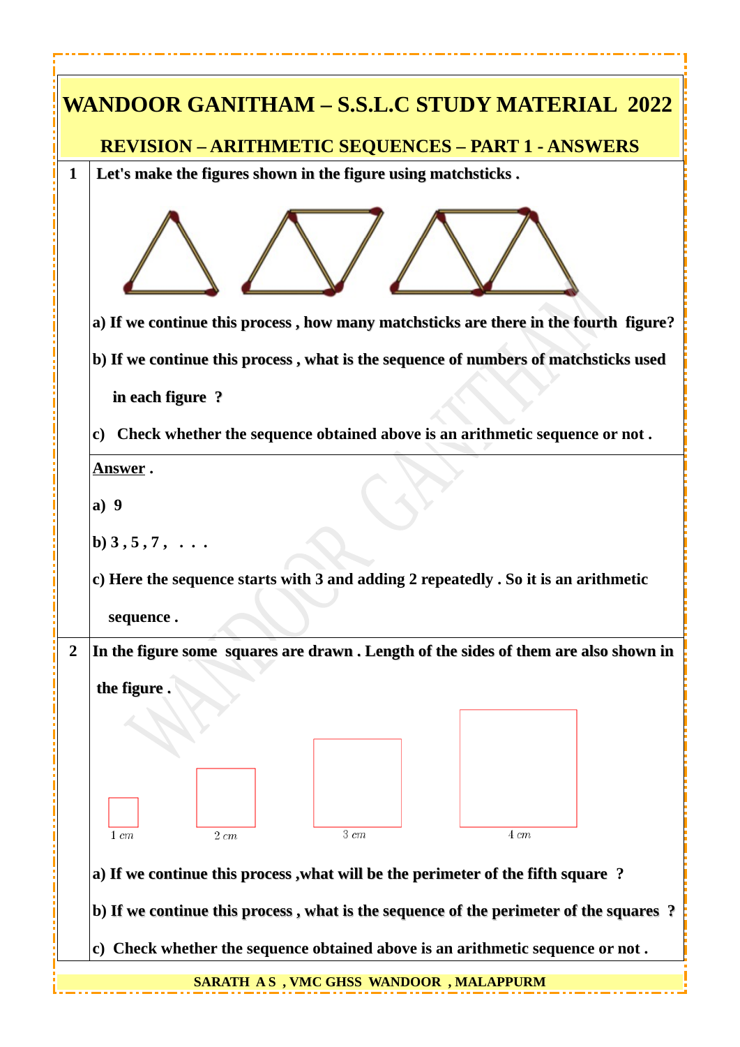# WANDOOR GANITHAM – S.S.L.C STUDY MATERIAL 2022

## REVISION – ARITHMETIC SEQUENCES – PART 1 - ANSWERS

**1** **Let's make the figures shown in the figure using matchsticks .**

**a) If we continue this process , how many matchsticks are there in the fourth figure?**

**b) If we continue this process , what is the sequence of numbers of matchsticks used in each figure ?**

**c) Check whether the sequence obtained above is an arithmetic sequence or not .**

**Answer .**

**a) 9**

**b) 3 , 5 , 7 , . . .**

**c) Here the sequence starts with 3 and adding 2 repeatedly . So it is an arithmetic sequence .**

**2** **In the figure some squares are drawn . Length of the sides of them are also shown in the figure .**

1 cm    2 cm    3 cm    4 cm

**a) If we continue this process ,what will be the perimeter of the fifth square ?**

**b) If we continue this process , what is the sequence of the perimeter of the squares ?**

**c) Check whether the sequence obtained above is an arithmetic sequence or not .**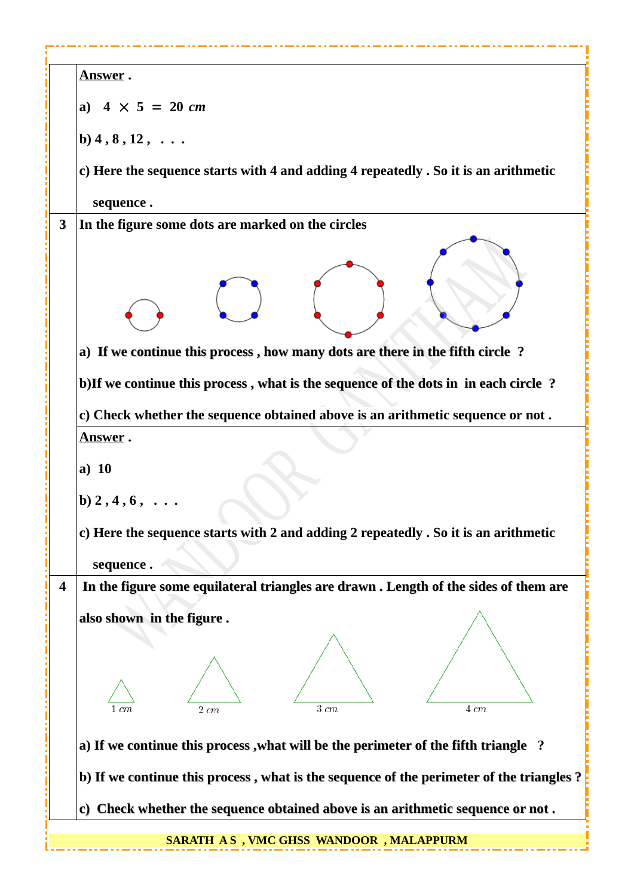**Answer .**

**a)** $4 \times 5 = 20$ *cm*

**b)** 4 , 8 , 12 , . . .

**c)** Here the sequence starts with 4 and adding 4 repeatedly . So it is an arithmetic sequence .

**3** In the figure some dots are marked on the circles

a) If we continue this process , how many dots are there in the fifth circle ?

b) If we continue this process , what is the sequence of the dots in in each circle ?

c) Check whether the sequence obtained above is an arithmetic sequence or not .

**Answer .**

**a)** 10

**b)** 2 , 4 , 6 , . . .

**c)** Here the sequence starts with 2 and adding 2 repeatedly . So it is an arithmetic sequence .

**4** In the figure some equilateral triangles are drawn . Length of the sides of them are also shown in the figure .

1 *cm* &nbsp;&nbsp; 2 *cm* &nbsp;&nbsp; 3 *cm* &nbsp;&nbsp; 4 *cm*

a) If we continue this process ,what will be the perimeter of the fifth triangle ?

b) If we continue this process , what is the sequence of the perimeter of the triangles ?

c) Check whether the sequence obtained above is an arithmetic sequence or not .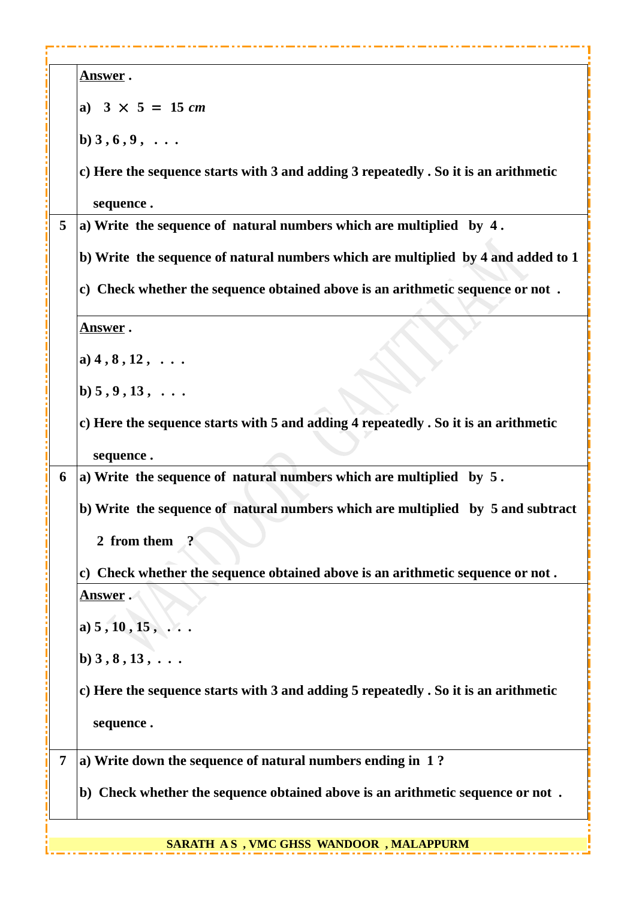| | |
|---|---|
| | **Answer .** <br><br> **a)** $3 \times 5 = 15\ cm$ <br><br> **b) 3 , 6 , 9 , . . .** <br><br> **c) Here the sequence starts with 3 and adding 3 repeatedly . So it is an arithmetic sequence .** |
| **5** | **a) Write the sequence of natural numbers which are multiplied by 4 .** <br><br> **b) Write the sequence of natural numbers which are multiplied by 4 and added to 1** <br><br> **c) Check whether the sequence obtained above is an arithmetic sequence or not .** |
| | **Answer .** <br><br> **a) 4 , 8 , 12 , . . .** <br><br> **b) 5 , 9 , 13 , . . .** <br><br> **c) Here the sequence starts with 5 and adding 4 repeatedly . So it is an arithmetic sequence .** |
| **6** | **a) Write the sequence of natural numbers which are multiplied by 5 .** <br><br> **b) Write the sequence of natural numbers which are multiplied by 5 and subtract 2 from them ?** <br><br> **c) Check whether the sequence obtained above is an arithmetic sequence or not .** |
| | **Answer .** <br><br> **a) 5 , 10 , 15 , . . .** <br><br> **b) 3 , 8 , 13 , . . .** <br><br> **c) Here the sequence starts with 3 and adding 5 repeatedly . So it is an arithmetic sequence .** |
| **7** | **a) Write down the sequence of natural numbers ending in 1 ?** <br><br> **b) Check whether the sequence obtained above is an arithmetic sequence or not .** |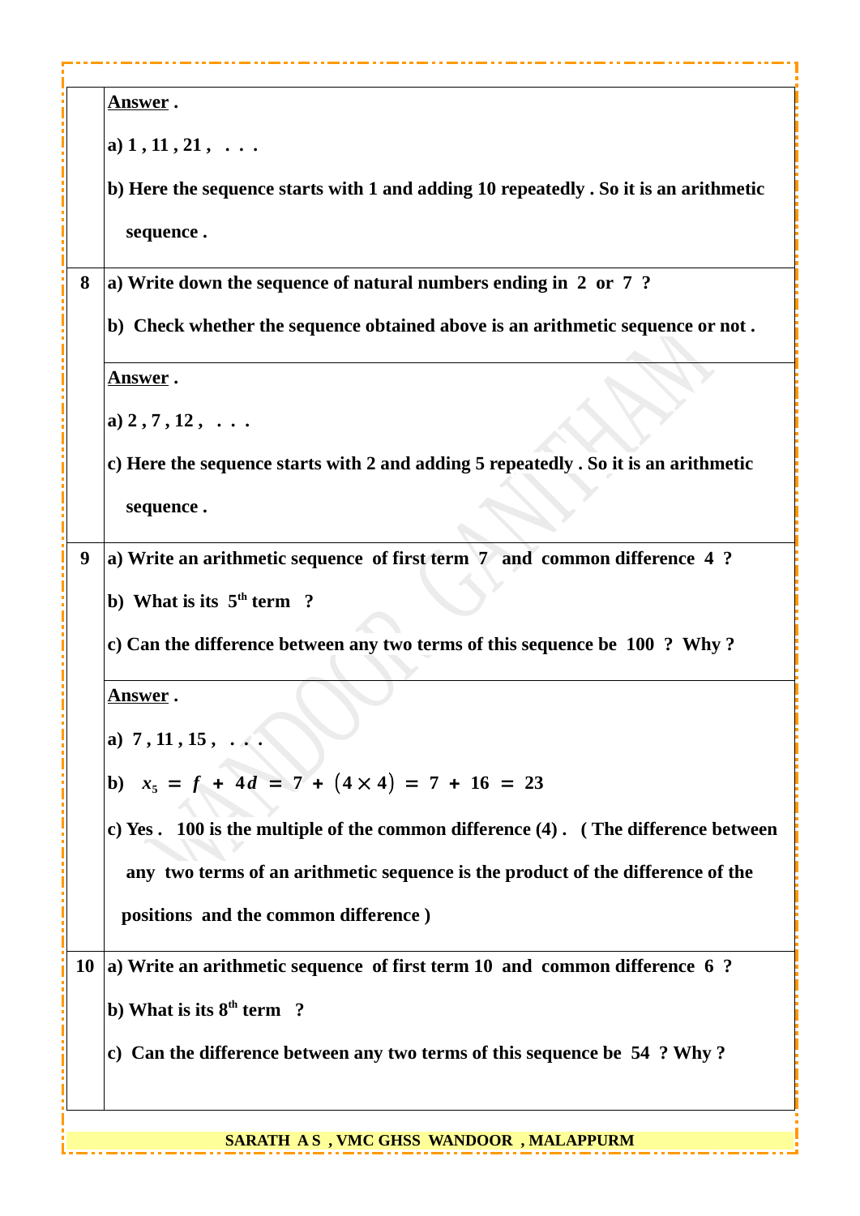| | |
|---|---|
| | **Answer .**<br><br>**a) 1 , 11 , 21 , . . .**<br><br>**b) Here the sequence starts with 1 and adding 10 repeatedly . So it is an arithmetic sequence .** |
| **8** | **a) Write down the sequence of natural numbers ending in 2 or 7 ?**<br><br>**b) Check whether the sequence obtained above is an arithmetic sequence or not .** |
| | **Answer .**<br><br>**a) 2 , 7 , 12 , . . .**<br><br>**c) Here the sequence starts with 2 and adding 5 repeatedly . So it is an arithmetic sequence .** |
| **9** | **a) Write an arithmetic sequence of first term 7 and common difference 4 ?**<br><br>**b) What is its 5th term ?**<br><br>**c) Can the difference between any two terms of this sequence be 100 ? Why ?** |
| | **Answer .**<br><br>**a) 7 , 11 , 15 , . . .**<br><br>**b)** $x_5 = f + 4d = 7 + (4 \times 4) = 7 + 16 = 23$<br><br>**c) Yes . 100 is the multiple of the common difference (4) . ( The difference between any two terms of an arithmetic sequence is the product of the difference of the positions and the common difference )** |
| **10** | **a) Write an arithmetic sequence of first term 10 and common difference 6 ?**<br><br>**b) What is its 8th term ?**<br><br>**c) Can the difference between any two terms of this sequence be 54 ? Why ?** |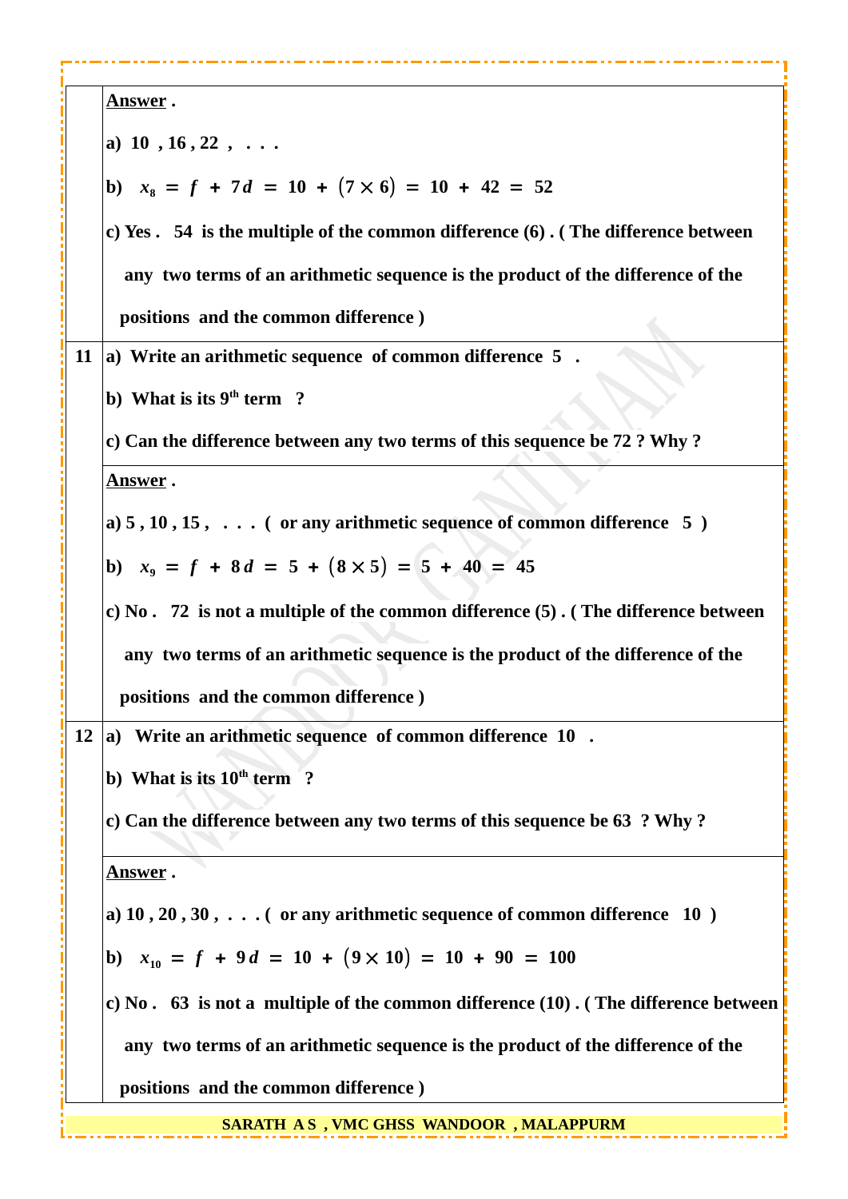**Answer .**

**a) 10 , 16 , 22 , . . .**

**b)** $x_8 = f + 7d = 10 + (7 \times 6) = 10 + 42 = 52$

**c) Yes . 54 is the multiple of the common difference (6) . ( The difference between any two terms of an arithmetic sequence is the product of the difference of the positions and the common difference )**

---

**11**

**a) Write an arithmetic sequence of common difference 5 .**

**b) What is its 9th term ?**

**c) Can the difference between any two terms of this sequence be 72 ? Why ?**

**Answer .**

**a) 5 , 10 , 15 , . . . ( or any arithmetic sequence of common difference 5 )**

**b)** $x_9 = f + 8d = 5 + (8 \times 5) = 5 + 40 = 45$

**c) No . 72 is not a multiple of the common difference (5) . ( The difference between any two terms of an arithmetic sequence is the product of the difference of the positions and the common difference )**

---

**12**

**a) Write an arithmetic sequence of common difference 10 .**

**b) What is its 10th term ?**

**c) Can the difference between any two terms of this sequence be 63 ? Why ?**

**Answer .**

**a) 10 , 20 , 30 , . . . ( or any arithmetic sequence of common difference 10 )**

**b)** $x_{10} = f + 9d = 10 + (9 \times 10) = 10 + 90 = 100$

**c) No . 63 is not a multiple of the common difference (10) . ( The difference between any two terms of an arithmetic sequence is the product of the difference of the positions and the common difference )**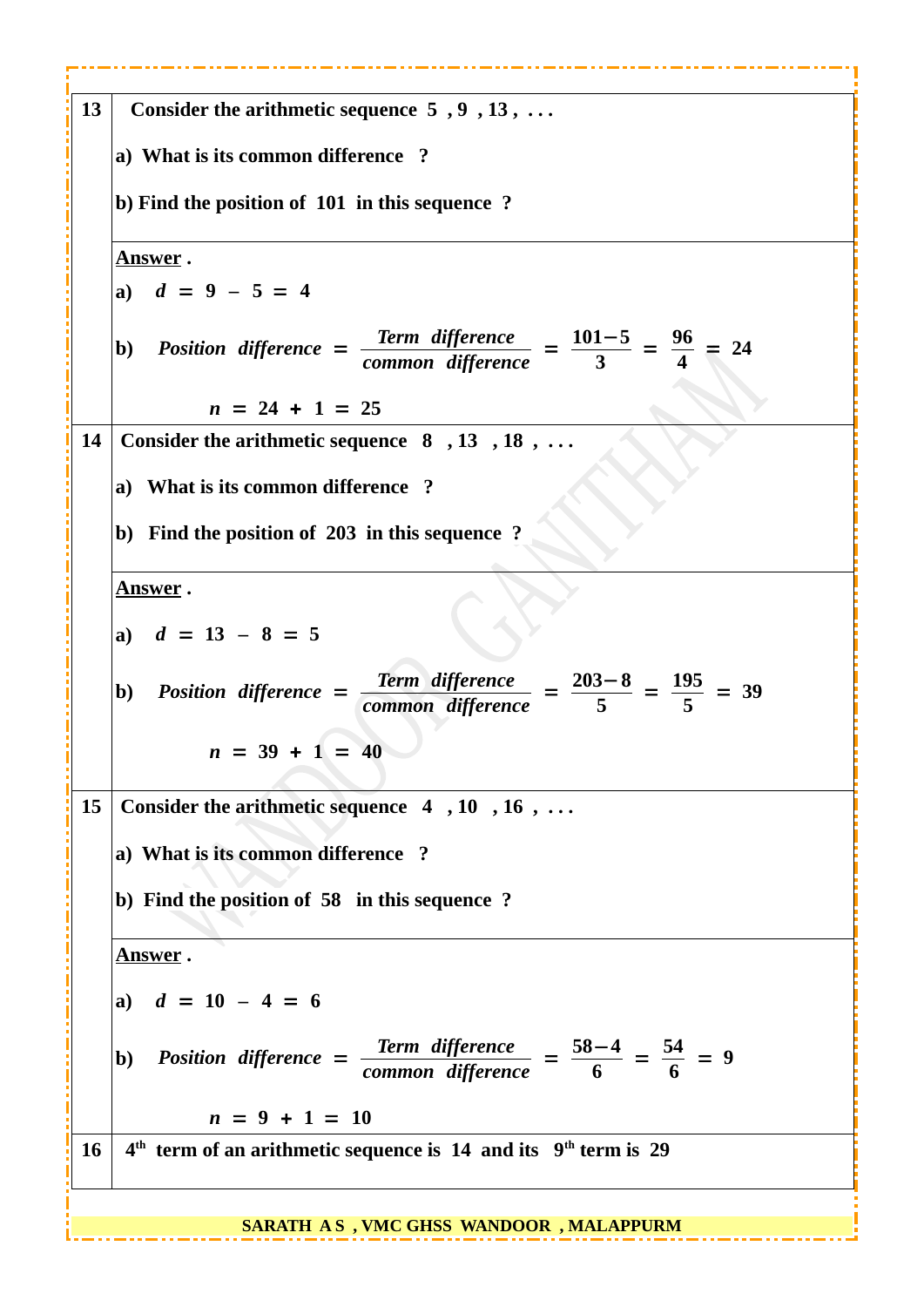**13** Consider the arithmetic sequence 5 , 9 , 13 , . . .

a) What is its common difference ?

b) Find the position of 101 in this sequence ?

**Answer .**

a) $d = 9 - 5 = 4$

b) $$Position\ \ difference = \frac{Term\ \ difference}{common\ \ difference} = \frac{101-5}{3} = \frac{96}{4} = 24$$

$n = 24 + 1 = 25$

**14** Consider the arithmetic sequence 8 , 13 , 18 , . . .

a) What is its common difference ?

b) Find the position of 203 in this sequence ?

**Answer .**

a) $d = 13 - 8 = 5$

b) $$Position\ \ difference = \frac{Term\ \ difference}{common\ \ difference} = \frac{203-8}{5} = \frac{195}{5} = 39$$

$n = 39 + 1 = 40$

**15** Consider the arithmetic sequence 4 , 10 , 16 , . . .

a) What is its common difference ?

b) Find the position of 58 in this sequence ?

**Answer .**

a) $d = 10 - 4 = 6$

b) $$Position\ \ difference = \frac{Term\ \ difference}{common\ \ difference} = \frac{58-4}{6} = \frac{54}{6} = 9$$

$n = 9 + 1 = 10$

**16** $4^{th}$ term of an arithmetic sequence is 14 and its $9^{th}$ term is 29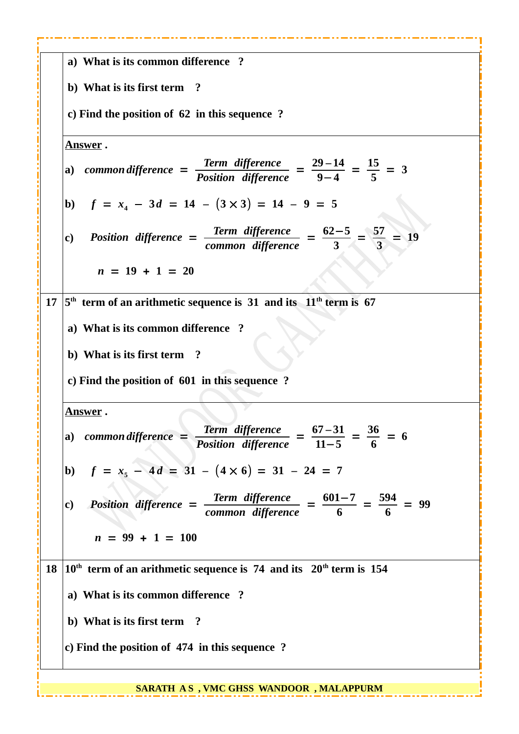**a) What is its common difference ?**

**b) What is its first term ?**

**c) Find the position of 62 in this sequence ?**

**Answer .**

a) $\text{common difference} = \dfrac{\text{Term difference}}{\text{Position difference}} = \dfrac{29-14}{9-4} = \dfrac{15}{5} = 3$

b) $f = x_4 - 3d = 14 - (3 \times 3) = 14 - 9 = 5$

c) $\text{Position difference} = \dfrac{\text{Term difference}}{\text{common difference}} = \dfrac{62-5}{3} = \dfrac{57}{3} = 19$

$n = 19 + 1 = 20$

---

**17** **$5^{th}$ term of an arithmetic sequence is 31 and its $11^{th}$ term is 67**

**a) What is its common difference ?**

**b) What is its first term ?**

**c) Find the position of 601 in this sequence ?**

**Answer .**

a) $\text{common difference} = \dfrac{\text{Term difference}}{\text{Position difference}} = \dfrac{67-31}{11-5} = \dfrac{36}{6} = 6$

b) $f = x_5 - 4d = 31 - (4 \times 6) = 31 - 24 = 7$

c) $\text{Position difference} = \dfrac{\text{Term difference}}{\text{common difference}} = \dfrac{601-7}{6} = \dfrac{594}{6} = 99$

$n = 99 + 1 = 100$

---

**18** **$10^{th}$ term of an arithmetic sequence is 74 and its $20^{th}$ term is 154**

**a) What is its common difference ?**

**b) What is its first term ?**

**c) Find the position of 474 in this sequence ?**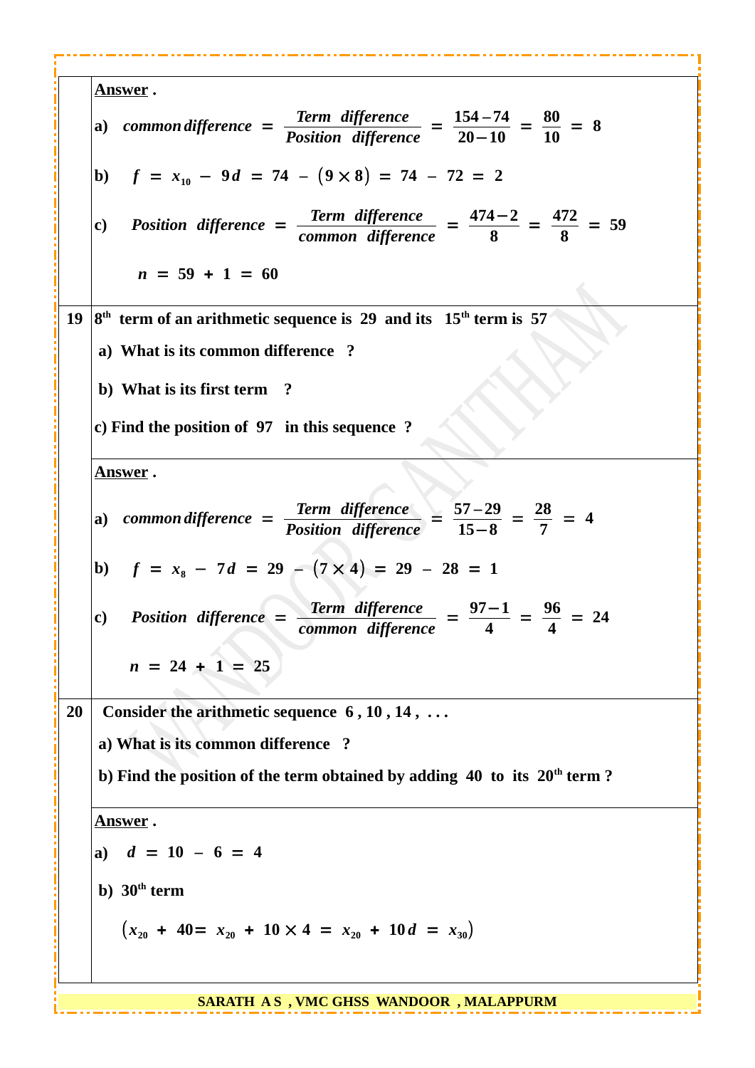**Answer .**

a) $common\,difference = \dfrac{Term\ \ difference}{Position\ \ difference} = \dfrac{154-74}{20-10} = \dfrac{80}{10} = 8$

b) $f = x_{10} - 9d = 74 - (9 \times 8) = 74 - 72 = 2$

c) $Position\ \ difference = \dfrac{Term\ \ difference}{common\ \ difference} = \dfrac{474-2}{8} = \dfrac{472}{8} = 59$

$n = 59 + 1 = 60$

**19** $8^{th}$ term of an arithmetic sequence is 29 and its $15^{th}$ term is 57

a) What is its common difference ?

b) What is its first term ?

c) Find the position of 97 in this sequence ?

**Answer .**

a) $common\,difference = \dfrac{Term\ \ difference}{Position\ \ difference} = \dfrac{57-29}{15-8} = \dfrac{28}{7} = 4$

b) $f = x_8 - 7d = 29 - (7 \times 4) = 29 - 28 = 1$

c) $Position\ \ difference = \dfrac{Term\ \ difference}{common\ \ difference} = \dfrac{97-1}{4} = \dfrac{96}{4} = 24$

$n = 24 + 1 = 25$

**20** Consider the arithmetic sequence 6 , 10 , 14 , . . .

a) What is its common difference ?

b) Find the position of the term obtained by adding 40 to its $20^{th}$ term ?

**Answer .**

a) $d = 10 - 6 = 4$

b) $30^{th}$ term

$(x_{20} + 40 = x_{20} + 10 \times 4 = x_{20} + 10d = x_{30})$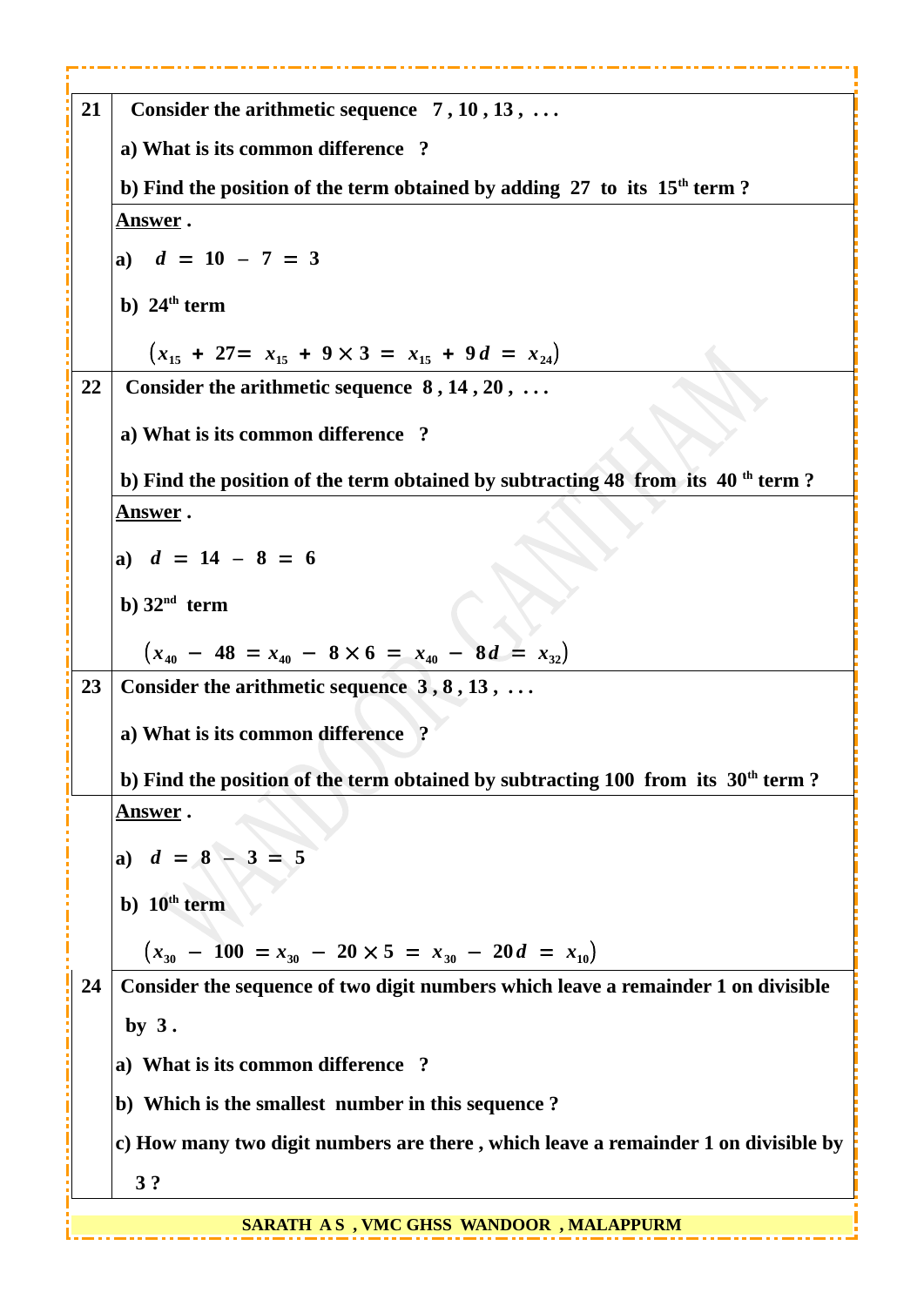**21** Consider the arithmetic sequence 7 , 10 , 13 , . . .

a) What is its common difference ?

b) Find the position of the term obtained by adding 27 to its 15th term ?

**Answer .**

a) $d = 10 - 7 = 3$

b) 24th term

$(x_{15} + 27 = x_{15} + 9 \times 3 = x_{15} + 9d = x_{24})$

**22** Consider the arithmetic sequence 8 , 14 , 20 , . . .

a) What is its common difference ?

b) Find the position of the term obtained by subtracting 48 from its 40 th term ?

**Answer .**

a) $d = 14 - 8 = 6$

b) 32nd term

$(x_{40} - 48 = x_{40} - 8 \times 6 = x_{40} - 8d = x_{32})$

**23** Consider the arithmetic sequence 3 , 8 , 13 , . . .

a) What is its common difference ?

b) Find the position of the term obtained by subtracting 100 from its 30th term ?

**Answer .**

a) $d = 8 - 3 = 5$

b) 10th term

$(x_{30} - 100 = x_{30} - 20 \times 5 = x_{30} - 20d = x_{10})$

**24** Consider the sequence of two digit numbers which leave a remainder 1 on divisible by 3 .

a) What is its common difference ?

b) Which is the smallest number in this sequence ?

c) How many two digit numbers are there , which leave a remainder 1 on divisible by 3 ?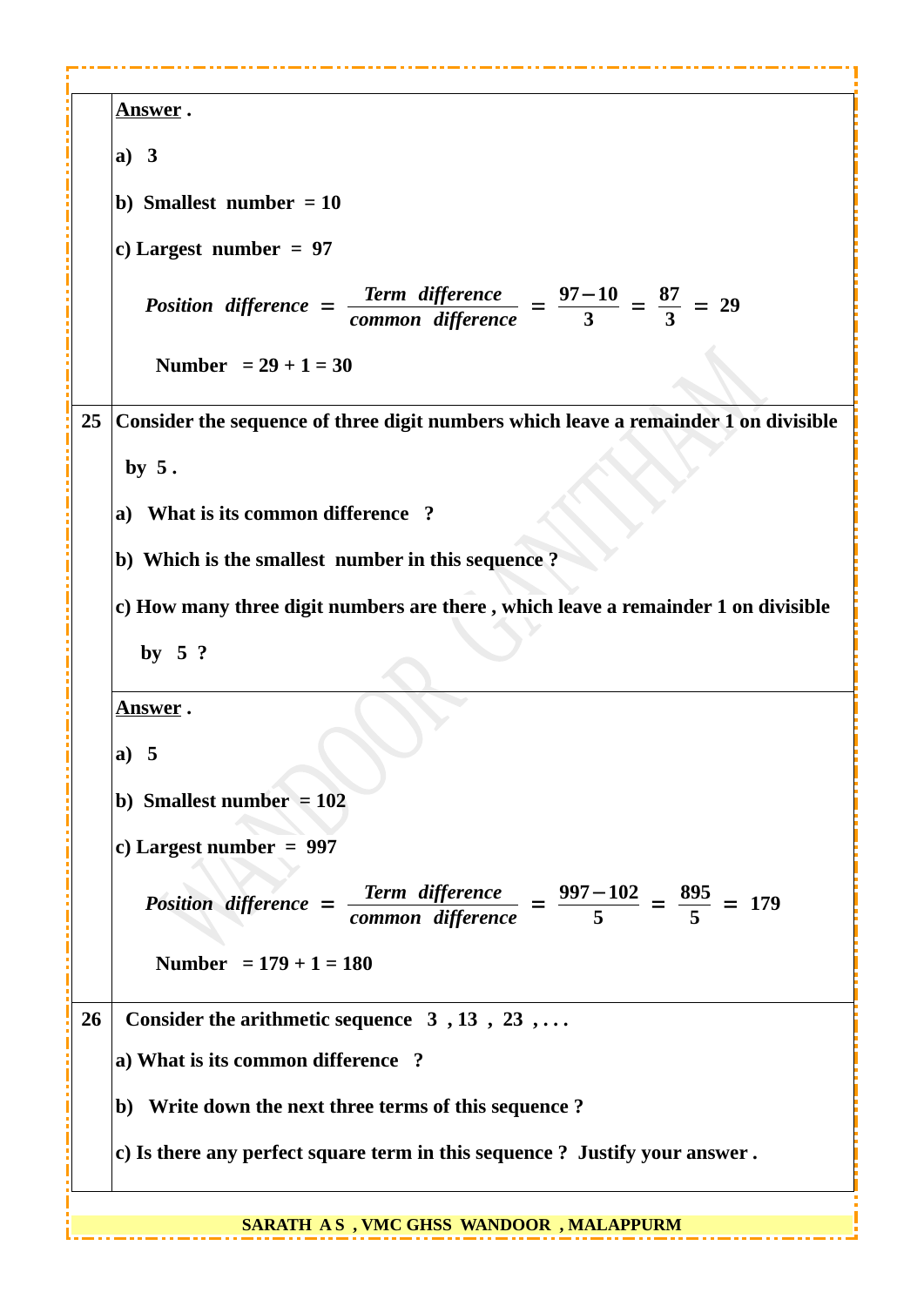**Answer .**

**a) 3**

**b) Smallest number = 10**

**c) Largest number = 97**

$$\textit{Position difference} = \frac{\textit{Term difference}}{\textit{common difference}} = \frac{97-10}{3} = \frac{87}{3} = 29$$

**Number = 29 + 1 = 30**

**25** **Consider the sequence of three digit numbers which leave a remainder 1 on divisible by 5 .**

**a) What is its common difference ?**

**b) Which is the smallest number in this sequence ?**

**c) How many three digit numbers are there , which leave a remainder 1 on divisible by 5 ?**

**Answer .**

**a) 5**

**b) Smallest number = 102**

**c) Largest number = 997**

$$\textit{Position difference} = \frac{\textit{Term difference}}{\textit{common difference}} = \frac{997-102}{5} = \frac{895}{5} = 179$$

**Number = 179 + 1 = 180**

**26** **Consider the arithmetic sequence 3 , 13 , 23 , . . .**

**a) What is its common difference ?**

**b) Write down the next three terms of this sequence ?**

**c) Is there any perfect square term in this sequence ? Justify your answer .**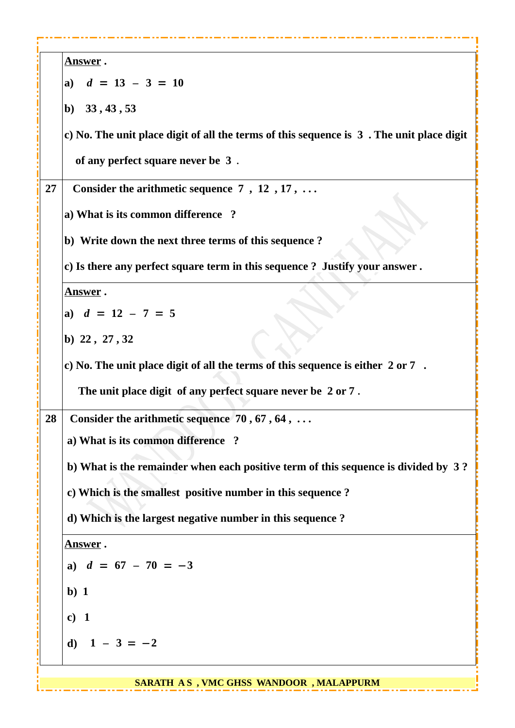**Answer .**

a) $d = 13 - 3 = 10$

b) 33 , 43 , 53

c) No. The unit place digit of all the terms of this sequence is 3 . The unit place digit of any perfect square never be 3 .

**27** Consider the arithmetic sequence 7 , 12 , 17 , . . .

a) What is its common difference ?

b) Write down the next three terms of this sequence ?

c) Is there any perfect square term in this sequence ? Justify your answer .

**Answer .**

a) $d = 12 - 7 = 5$

b) 22 , 27 , 32

c) No. The unit place digit of all the terms of this sequence is either 2 or 7 .

The unit place digit of any perfect square never be 2 or 7 .

**28** Consider the arithmetic sequence 70 , 67 , 64 , . . .

a) What is its common difference ?

b) What is the remainder when each positive term of this sequence is divided by 3 ?

c) Which is the smallest positive number in this sequence ?

d) Which is the largest negative number in this sequence ?

**Answer .**

a) $d = 67 - 70 = -3$

b) 1

c) 1

d) $1 - 3 = -2$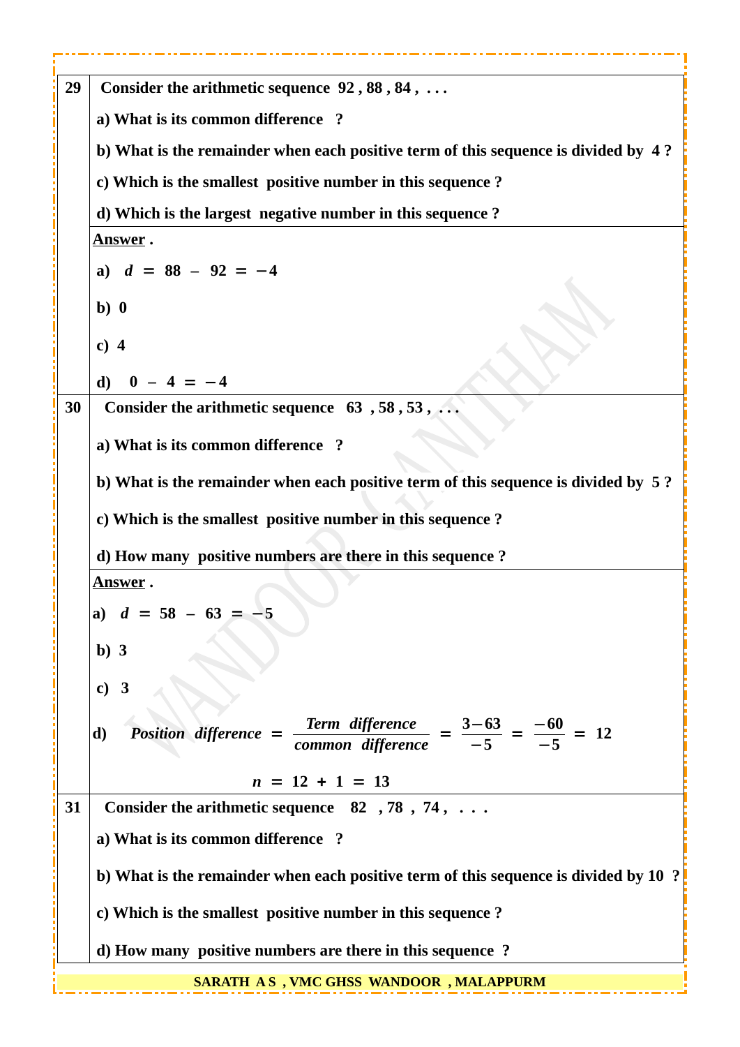**29** Consider the arithmetic sequence 92 , 88 , 84 , . . .

a) What is its common difference ?

b) What is the remainder when each positive term of this sequence is divided by 4 ?

c) Which is the smallest positive number in this sequence ?

d) Which is the largest negative number in this sequence ?

**Answer .**

a) $d = 88 - 92 = -4$

b) 0

c) 4

d) $0 - 4 = -4$

**30** Consider the arithmetic sequence 63 , 58 , 53 , . . .

a) What is its common difference ?

b) What is the remainder when each positive term of this sequence is divided by 5 ?

c) Which is the smallest positive number in this sequence ?

d) How many positive numbers are there in this sequence ?

**Answer .**

a) $d = 58 - 63 = -5$

b) 3

c) 3

d) $\textit{Position difference} = \dfrac{\textit{Term difference}}{\textit{common difference}} = \dfrac{3-63}{-5} = \dfrac{-60}{-5} = 12$

$$n = 12 + 1 = 13$$

**31** Consider the arithmetic sequence 82 , 78 , 74 , . . .

a) What is its common difference ?

b) What is the remainder when each positive term of this sequence is divided by 10 ?

c) Which is the smallest positive number in this sequence ?

d) How many positive numbers are there in this sequence ?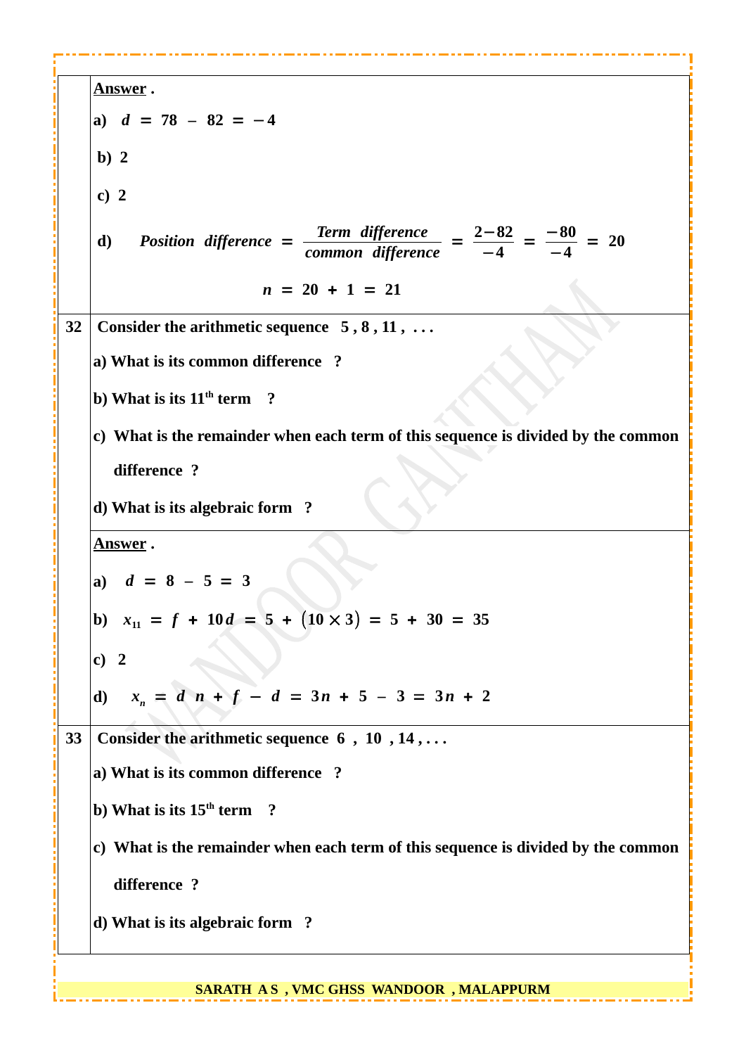**<u>Answer</u> .**

**a)** $d = 78 - 82 = -4$

**b)** 2

**c)** 2

**d)** $\text{Position difference} = \dfrac{\text{Term difference}}{\text{common difference}} = \dfrac{2-82}{-4} = \dfrac{-80}{-4} = 20$

$$n = 20 + 1 = 21$$

**32** Consider the arithmetic sequence 5 , 8 , 11 , . . .

**a)** What is its common difference ?

**b)** What is its $11^{th}$ term ?

**c)** What is the remainder when each term of this sequence is divided by the common difference ?

**d)** What is its algebraic form ?

**<u>Answer</u> .**

**a)** $d = 8 - 5 = 3$

**b)** $x_{11} = f + 10d = 5 + (10 \times 3) = 5 + 30 = 35$

**c)** 2

**d)** $x_n = d\ n + f - d = 3n + 5 - 3 = 3n + 2$

**33** Consider the arithmetic sequence 6 , 10 , 14 , . . .

**a)** What is common difference ?

**b)** What is its $15^{th}$ term ?

**c)** What is the remainder when each term of this sequence is divided by the common difference ?

**d)** What is its algebraic form ?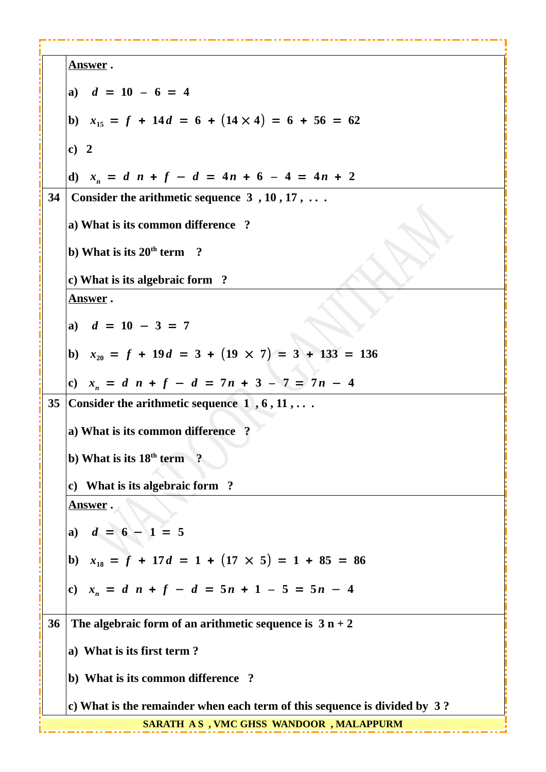**Answer .**

**a)** $d = 10 - 6 = 4$

**b)** $x_{15} = f + 14d = 6 + (14 \times 4) = 6 + 56 = 62$

**c)** 2

**d)** $x_n = dn + f - d = 4n + 6 - 4 = 4n + 2$

**34** Consider the arithmetic sequence 3 , 10 , 17 , . . .

a) What is its common difference ?

b) What is its 20th term ?

c) What is its algebraic form ?

**Answer .**

**a)** $d = 10 - 3 = 7$

**b)** $x_{20} = f + 19d = 3 + (19 \times 7) = 3 + 133 = 136$

**c)** $x_n = dn + f - d = 7n + 3 - 7 = 7n - 4$

**35** Consider the arithmetic sequence 1 , 6 , 11 , . . .

a) What is its common difference ?

b) What is its 18th term ?

c) What is its algebraic form ?

**Answer .**

**a)** $d = 6 - 1 = 5$

**b)** $x_{18} = f + 17d = 1 + (17 \times 5) = 1 + 85 = 86$

**c)** $x_n = dn + f - d = 5n + 1 - 5 = 5n - 4$

**36** The algebraic form of an arithmetic sequence is 3 n + 2

a) What is its first term ?

b) What is its common difference ?

c) What is the remainder when each term of this sequence is divided by 3 ?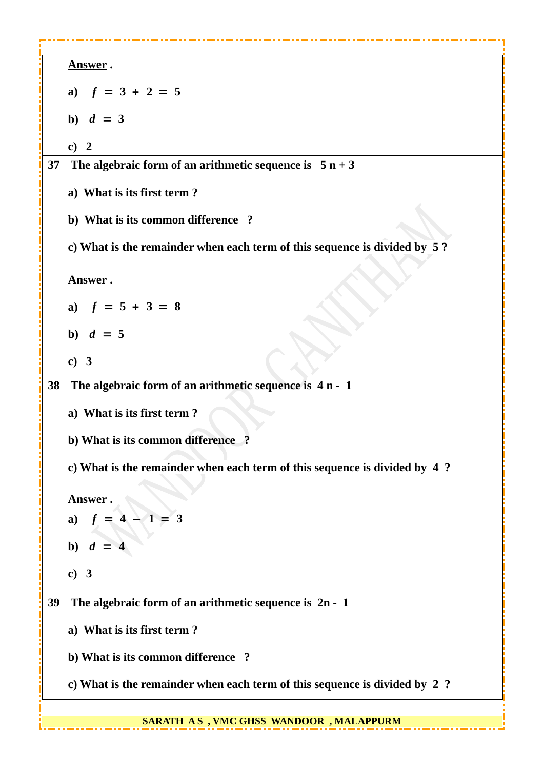| | |
|---|---|
| | **Answer .**<br><br>a) $f = 3 + 2 = 5$<br><br>b) $d = 3$<br><br>c) 2 |
| **37** | **The algebraic form of an arithmetic sequence is $5n + 3$**<br><br>**a) What is its first term ?**<br><br>**b) What is its common difference ?**<br><br>**c) What is the remainder when each term of this sequence is divided by 5 ?** |
| | **Answer .**<br><br>a) $f = 5 + 3 = 8$<br><br>b) $d = 5$<br><br>c) 3 |
| **38** | **The algebraic form of an arithmetic sequence is $4n - 1$**<br><br>**a) What is its first term ?**<br><br>**b) What is its common difference ?**<br><br>**c) What is the remainder when each term of this sequence is divided by 4 ?** |
| | **Answer .**<br><br>a) $f = 4 - 1 = 3$<br><br>b) $d = 4$<br><br>c) 3 |
| **39** | **The algebraic form of an arithmetic sequence is $2n - 1$**<br><br>**a) What is its first term ?**<br><br>**b) What is its common difference ?**<br><br>**c) What is the remainder when each term of this sequence is divided by 2 ?** |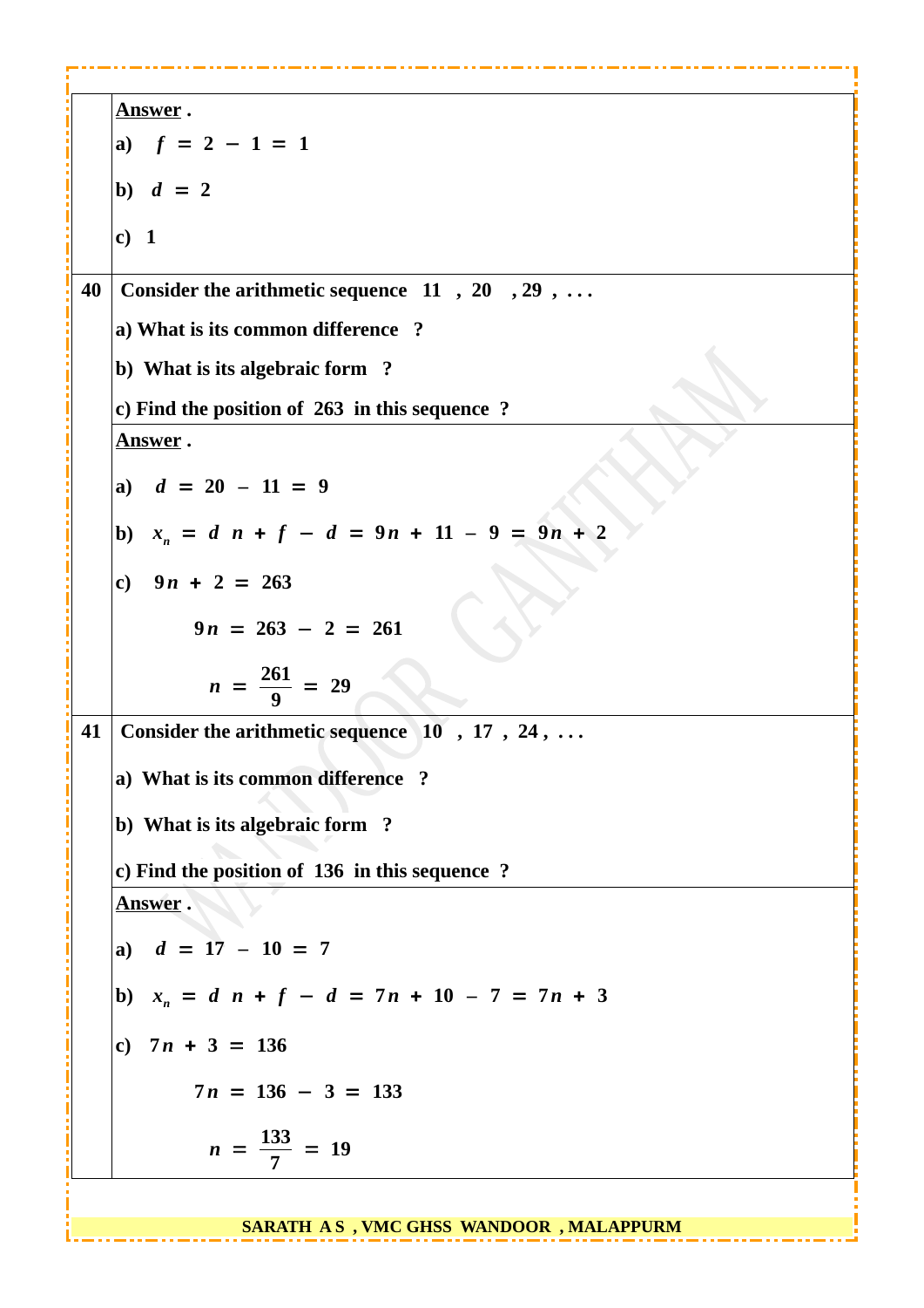**Answer .**

a) $f = 2 - 1 = 1$

b) $d = 2$

c) 1

**40** Consider the arithmetic sequence 11 , 20 , 29 , . . .

a) What is its common difference ?

b) What is its algebraic form ?

c) Find the position of 263 in this sequence ?

**Answer .**

a) $d = 20 - 11 = 9$

b) $x_n = dn + f - d = 9n + 11 - 9 = 9n + 2$

c) $9n + 2 = 263$

$$9n = 263 - 2 = 261$$

$$n = \frac{261}{9} = 29$$

**41** Consider the arithmetic sequence 10 , 17 , 24 , . . .

a) What is its common difference ?

b) What is its algebraic form ?

c) Find the position of 136 in this sequence ?

**Answer .**

a) $d = 17 - 10 = 7$

b) $x_n = dn + f - d = 7n + 10 - 7 = 7n + 3$

c) $7n + 3 = 136$

$$7n = 136 - 3 = 133$$

$$n = \frac{133}{7} = 19$$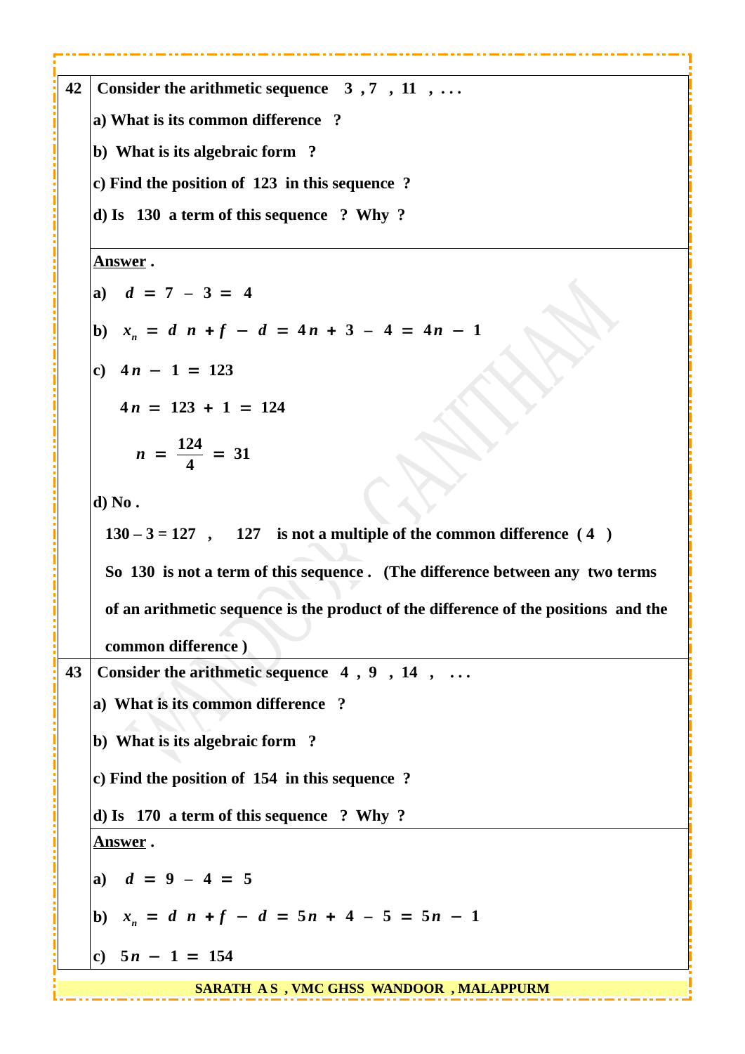**42** **Consider the arithmetic sequence 3 , 7 , 11 , . . .**

**a) What is its common difference ?**

**b) What is its algebraic form ?**

**c) Find the position of 123 in this sequence ?**

**d) Is 130 a term of this sequence ? Why ?**

**<u>Answer</u> .**

**a)** $d = 7 - 3 = 4$

**b)** $x_n = dn + f - d = 4n + 3 - 4 = 4n - 1$

**c)** $4n - 1 = 123$

$4n = 123 + 1 = 124$

$$n = \frac{124}{4} = 31$$

**d) No .**

**130 – 3 = 127 , 127 is not a multiple of the common difference ( 4 )**

**So 130 is not a term of this sequence . (The difference between any two terms of an arithmetic sequence is the product of the difference of the positions and the common difference )**

**43** **Consider the arithmetic sequence 4 , 9 , 14 , . . .**

**a) What is its common difference ?**

**b) What is its algebraic form ?**

**c) Find the position of 154 in this sequence ?**

**d) Is 170 a term of this sequence ? Why ?**

**<u>Answer</u> .**

**a)** $d = 9 - 4 = 5$

**b)** $x_n = dn + f - d = 5n + 4 - 5 = 5n - 1$

**c)** $5n - 1 = 154$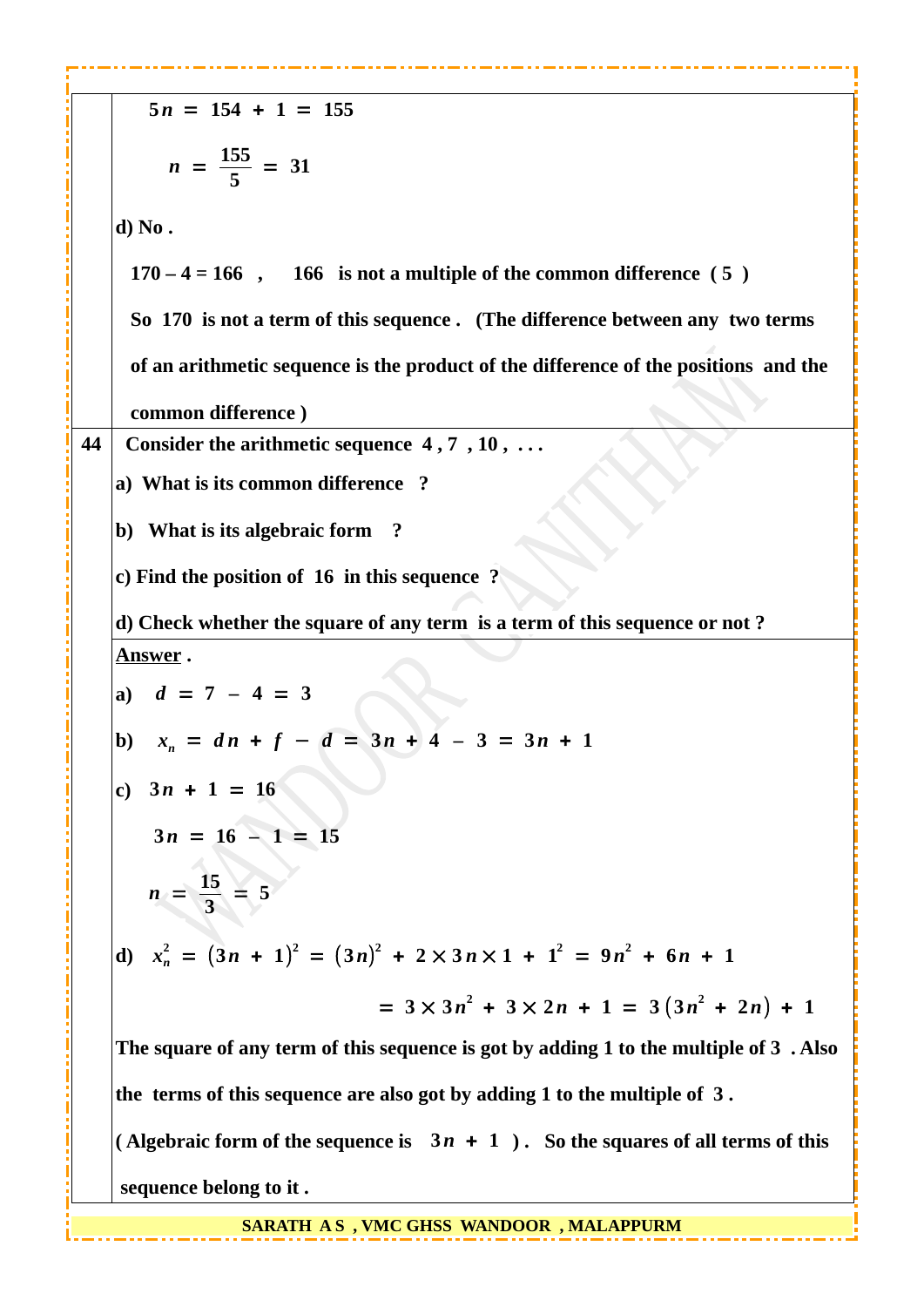$$5n = 154 + 1 = 155$$

$$n = \frac{155}{5} = 31$$

**d) No .**

**170 – 4 = 166 , 166 is not a multiple of the common difference ( 5 )**

**So 170 is not a term of this sequence . (The difference between any two terms of an arithmetic sequence is the product of the difference of the positions and the common difference )**

**44** **Consider the arithmetic sequence 4 , 7 , 10 , . . .**

**a) What is its common difference ?**

**b) What is its algebraic form ?**

**c) Find the position of 16 in this sequence ?**

**d) Check whether the square of any term is a term of this sequence or not ?**

**Answer .**

**a)** $d = 7 - 4 = 3$

**b)** $x_n = dn + f - d = 3n + 4 - 3 = 3n + 1$

**c)** $3n + 1 = 16$

$$3n = 16 - 1 = 15$$

$$n = \frac{15}{3} = 5$$

**d)** $x_n^2 = (3n + 1)^2 = (3n)^2 + 2 \times 3n \times 1 + 1^2 = 9n^2 + 6n + 1$

$$= 3 \times 3n^2 + 3 \times 2n + 1 = 3(3n^2 + 2n) + 1$$

**The square of any term of this sequence is got by adding 1 to the multiple of 3 . Also the terms of this sequence are also got by adding 1 to the multiple of 3 .**

**( Algebraic form of the sequence is $3n + 1$ ) . So the squares of all terms of this sequence belong to it .**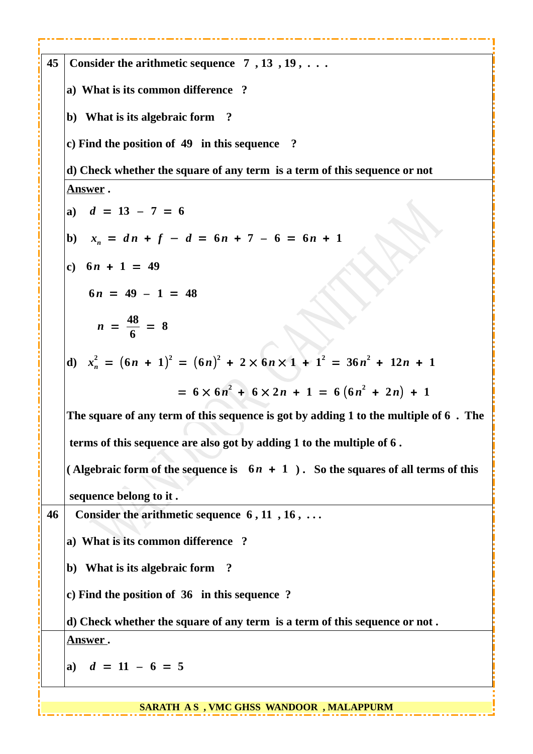**45** Consider the arithmetic sequence 7 , 13 , 19 , . . .

a) What is its common difference ?

b) What is its algebraic form ?

c) Find the position of 49 in this sequence ?

d) Check whether the square of any term is a term of this sequence or not

**Answer .**

a) $d = 13 - 7 = 6$

b) $x_n = dn + f - d = 6n + 7 - 6 = 6n + 1$

c) $6n + 1 = 49$

$6n = 49 - 1 = 48$

$n = \frac{48}{6} = 8$

d) $x_n^2 = (6n + 1)^2 = (6n)^2 + 2 \times 6n \times 1 + 1^2 = 36n^2 + 12n + 1$

$= 6 \times 6n^2 + 6 \times 2n + 1 = 6(6n^2 + 2n) + 1$

The square of any term of this sequence is got by adding 1 to the multiple of 6 . The terms of this sequence are also got by adding 1 to the multiple of 6 .

( Algebraic form of the sequence is $6n + 1$ ) . So the squares of all terms of this sequence belong to it .

**46** Consider the arithmetic sequence 6 , 11 , 16 , . . .

a) What is its common difference ?

b) What is its algebraic form ?

c) Find the position of 36 in this sequence ?

d) Check whether the square of any term is a term of this sequence or not .

**Answer .**

a) $d = 11 - 6 = 5$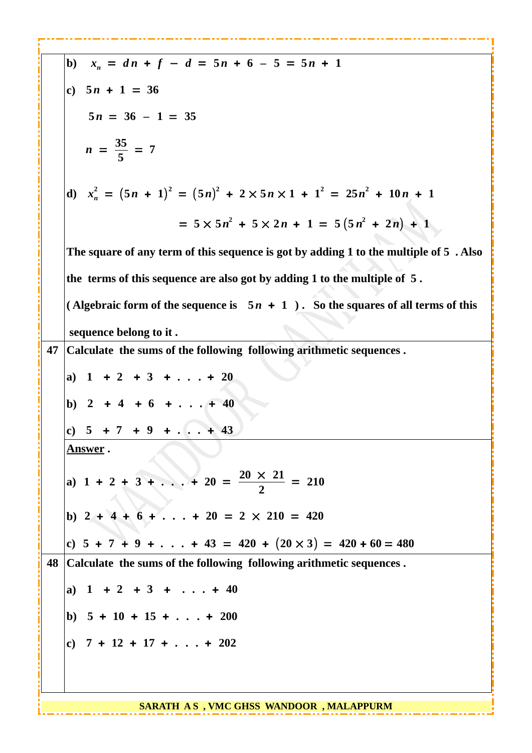**b)** $x_n = dn + f - d = 5n + 6 - 5 = 5n + 1$

**c)** $5n + 1 = 36$

$5n = 36 - 1 = 35$

$n = \frac{35}{5} = 7$

**d)** $x_n^2 = (5n + 1)^2 = (5n)^2 + 2 \times 5n \times 1 + 1^2 = 25n^2 + 10n + 1$

$= 5 \times 5n^2 + 5 \times 2n + 1 = 5(5n^2 + 2n) + 1$

**The square of any term of this sequence is got by adding 1 to the multiple of 5 . Also the terms of this sequence are also got by adding 1 to the multiple of 5 .**

**( Algebraic form of the sequence is $5n + 1$ ). So the squares of all terms of this sequence belong to it .**

**47** **Calculate the sums of the following following arithmetic sequences .**

**a)** $1 + 2 + 3 + . . . + 20$

**b)** $2 + 4 + 6 + . . . + 40$

**c)** $5 + 7 + 9 + . . . + 43$

**Answer .**

**a)** $1 + 2 + 3 + . . . + 20 = \frac{20 \times 21}{2} = 210$

**b)** $2 + 4 + 6 + . . . + 20 = 2 \times 210 = 420$

**c)** $5 + 7 + 9 + . . . + 43 = 420 + (20 \times 3) = 420 + 60 = 480$

**48** **Calculate the sums of the following following arithmetic sequences .**

**a)** $1 + 2 + 3 + . . . + 40$

**b)** $5 + 10 + 15 + . . . + 200$

**c)** $7 + 12 + 17 + . . . + 202$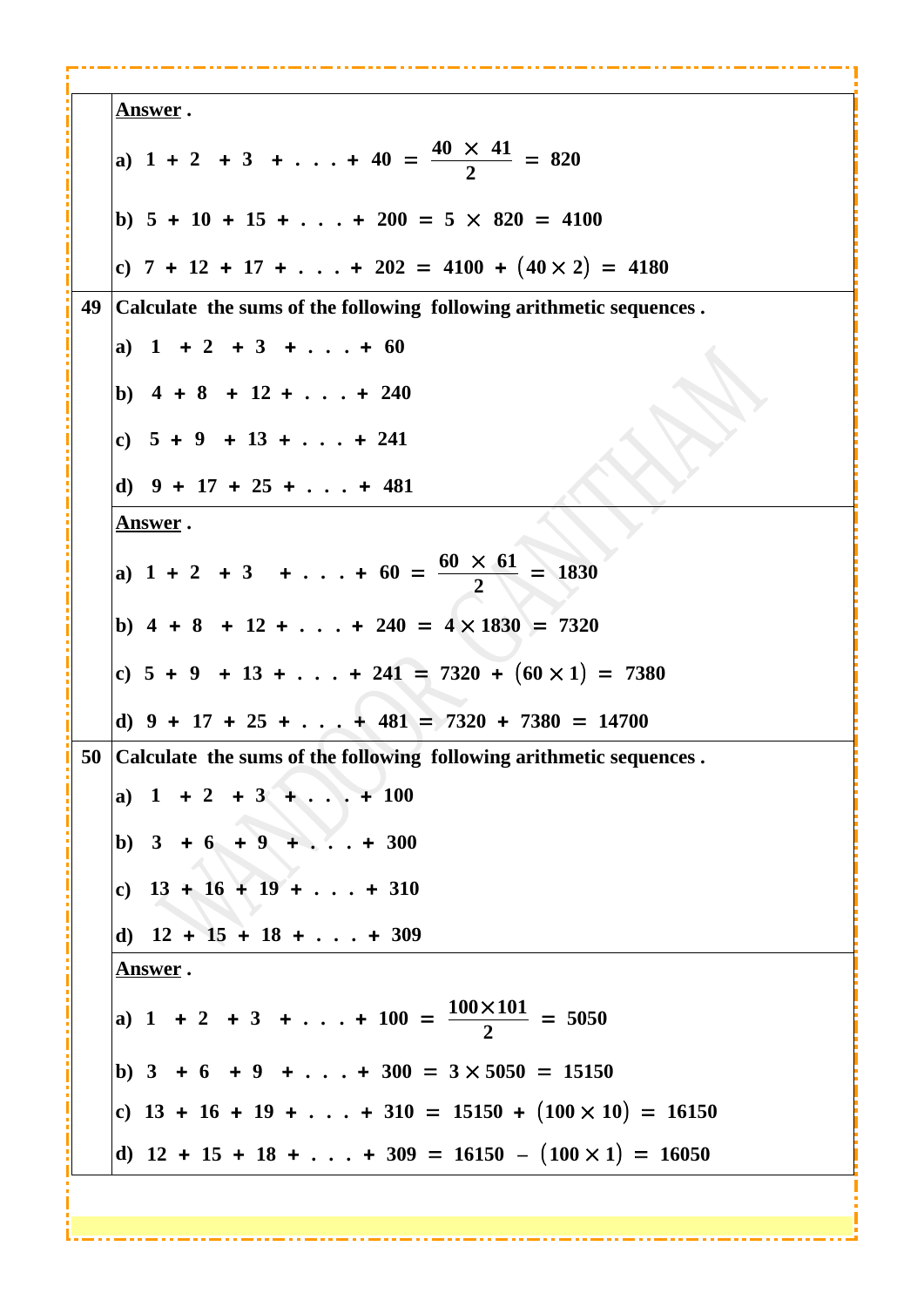**Answer** .

a) $1 + 2 + 3 + \ldots + 40 = \dfrac{40 \times 41}{2} = 820$

b) $5 + 10 + 15 + \ldots + 200 = 5 \times 820 = 4100$

c) $7 + 12 + 17 + \ldots + 202 = 4100 + (40 \times 2) = 4180$

**49** Calculate the sums of the following following arithmetic sequences .

a) $1 + 2 + 3 + \ldots + 60$

b) $4 + 8 + 12 + \ldots + 240$

c) $5 + 9 + 13 + \ldots + 241$

d) $9 + 17 + 25 + \ldots + 481$

**Answer** .

a) $1 + 2 + 3 + \ldots + 60 = \dfrac{60 \times 61}{2} = 1830$

b) $4 + 8 + 12 + \ldots + 240 = 4 \times 1830 = 7320$

c) $5 + 9 + 13 + \ldots + 241 = 7320 + (60 \times 1) = 7380$

d) $9 + 17 + 25 + \ldots + 481 = 7320 + 7380 = 14700$

**50** Calculate the sums of the following following arithmetic sequences .

a) $1 + 2 + 3 + \ldots + 100$

b) $3 + 6 + 9 + \ldots + 300$

c) $13 + 16 + 19 + \ldots + 310$

d) $12 + 15 + 18 + \ldots + 309$

**Answer** .

a) $1 + 2 + 3 + \ldots + 100 = \dfrac{100 \times 101}{2} = 5050$

b) $3 + 6 + 9 + \ldots + 300 = 3 \times 5050 = 15150$

c) $13 + 16 + 19 + \ldots + 310 = 15150 + (100 \times 10) = 16150$

d) $12 + 15 + 18 + \ldots + 309 = 16150 - (100 \times 1) = 16050$